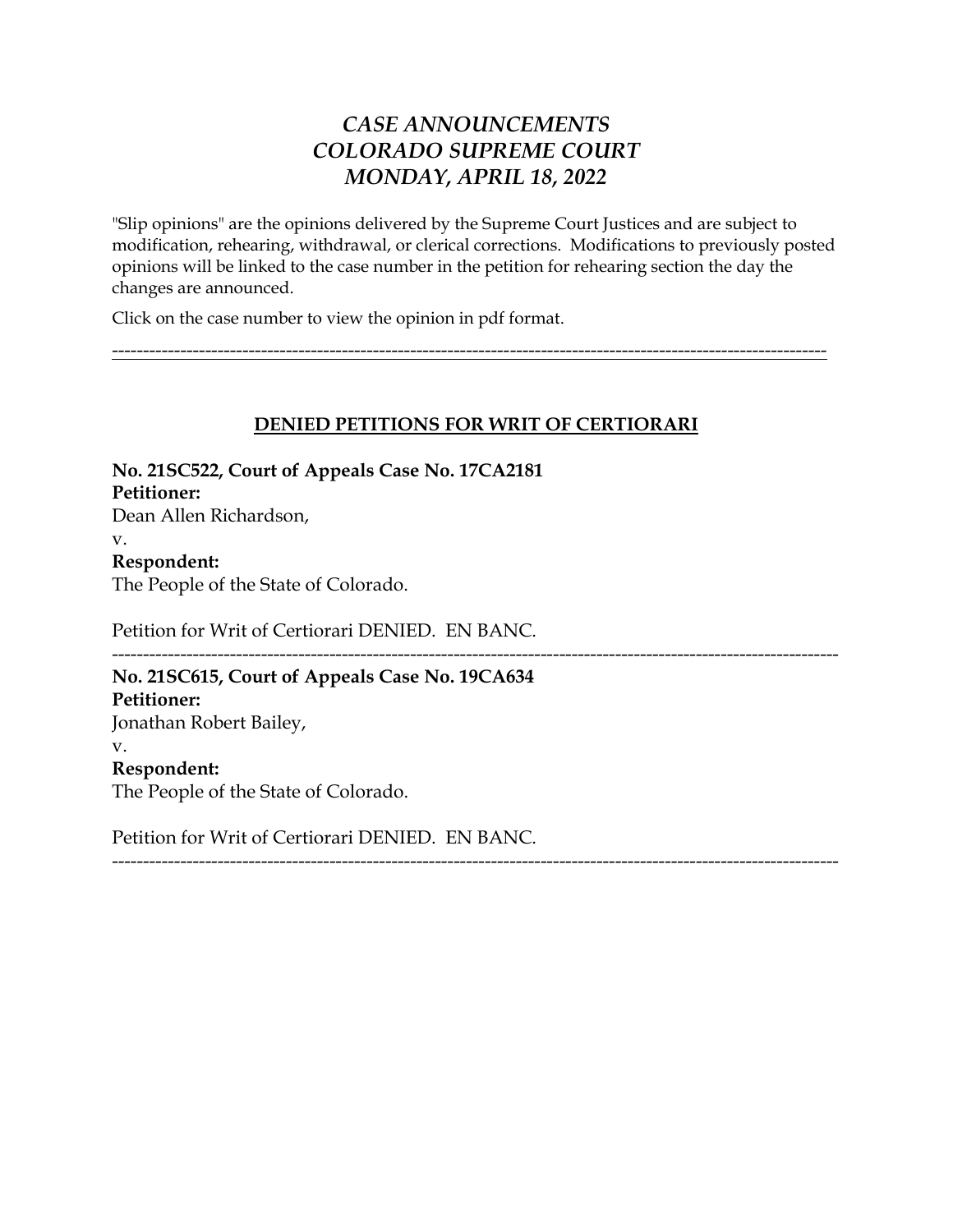# *CASE ANNOUNCEMENTS*
# *COLORADO SUPREME COURT*
# *MONDAY, APRIL 18, 2022*

"Slip opinions" are the opinions delivered by the Supreme Court Justices and are subject to modification, rehearing, withdrawal, or clerical corrections. Modifications to previously posted opinions will be linked to the case number in the petition for rehearing section the day the changes are announced.

Click on the case number to view the opinion in pdf format.

---

## DENIED PETITIONS FOR WRIT OF CERTIORARI

**No. 21SC522, Court of Appeals Case No. 17CA2181**
**Petitioner:**
Dean Allen Richardson,
v.
**Respondent:**
The People of the State of Colorado.

Petition for Writ of Certiorari DENIED. EN BANC.

---

**No. 21SC615, Court of Appeals Case No. 19CA634**
**Petitioner:**
Jonathan Robert Bailey,
v.
**Respondent:**
The People of the State of Colorado.

Petition for Writ of Certiorari DENIED. EN BANC.

---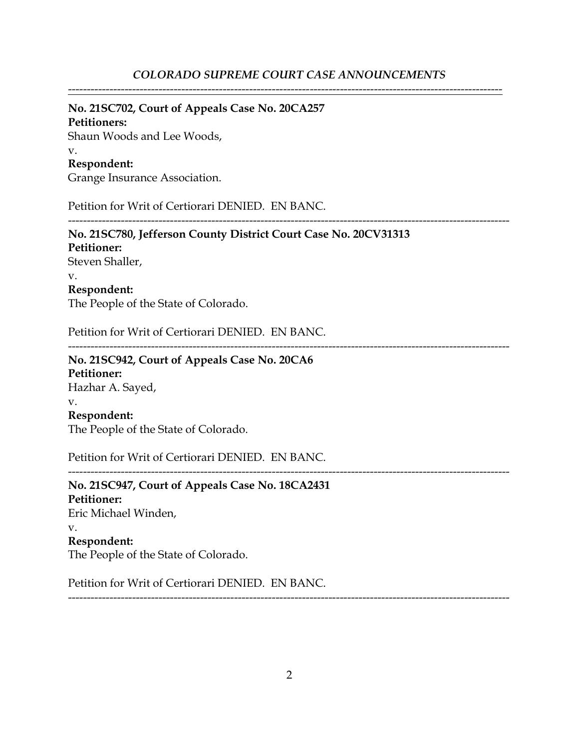---

**No. 21SC702, Court of Appeals Case No. 20CA257**
**Petitioners:**
Shaun Woods and Lee Woods,
v.
**Respondent:**
Grange Insurance Association.

Petition for Writ of Certiorari DENIED. EN BANC.

---

**No. 21SC780, Jefferson County District Court Case No. 20CV31313**
**Petitioner:**
Steven Shaller,
v.
**Respondent:**
The People of the State of Colorado.

Petition for Writ of Certiorari DENIED. EN BANC.

---

**No. 21SC942, Court of Appeals Case No. 20CA6**
**Petitioner:**
Hazhar A. Sayed,
v.
**Respondent:**
The People of the State of Colorado.

Petition for Writ of Certiorari DENIED. EN BANC.

---

**No. 21SC947, Court of Appeals Case No. 18CA2431**
**Petitioner:**
Eric Michael Winden,
v.
**Respondent:**
The People of the State of Colorado.

Petition for Writ of Certiorari DENIED. EN BANC.

---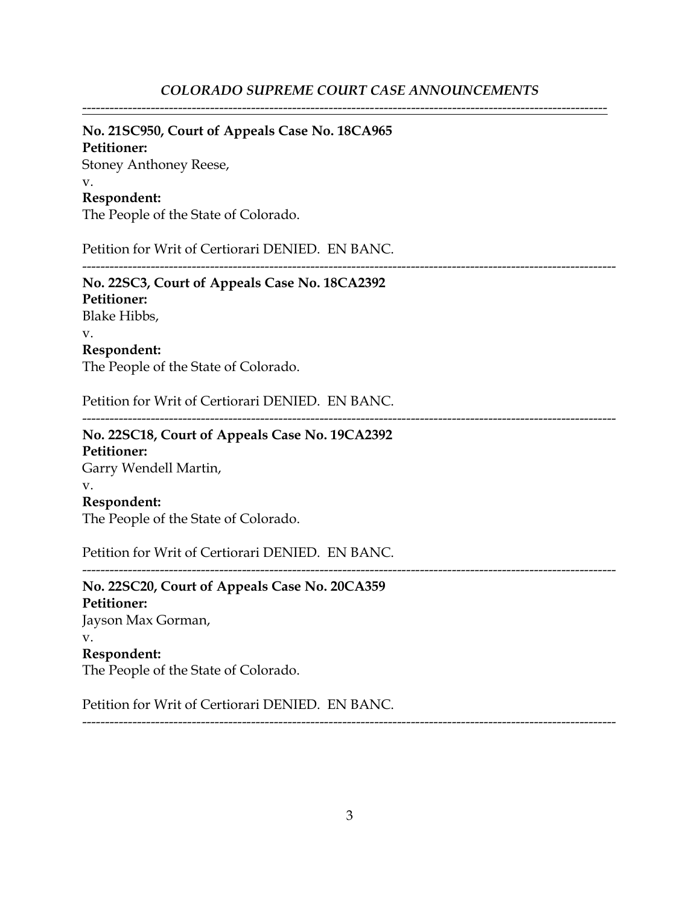*COLORADO SUPREME COURT CASE ANNOUNCEMENTS*

---

**No. 21SC950, Court of Appeals Case No. 18CA965**
**Petitioner:**
Stoney Anthoney Reese,
v.
**Respondent:**
The People of the State of Colorado.

Petition for Writ of Certiorari DENIED. EN BANC.

---

**No. 22SC3, Court of Appeals Case No. 18CA2392**
**Petitioner:**
Blake Hibbs,
v.
**Respondent:**
The People of the State of Colorado.

Petition for Writ of Certiorari DENIED. EN BANC.

---

**No. 22SC18, Court of Appeals Case No. 19CA2392**
**Petitioner:**
Garry Wendell Martin,
v.
**Respondent:**
The People of the State of Colorado.

Petition for Writ of Certiorari DENIED. EN BANC.

---

**No. 22SC20, Court of Appeals Case No. 20CA359**
**Petitioner:**
Jayson Max Gorman,
v.
**Respondent:**
The People of the State of Colorado.

Petition for Writ of Certiorari DENIED. EN BANC.

---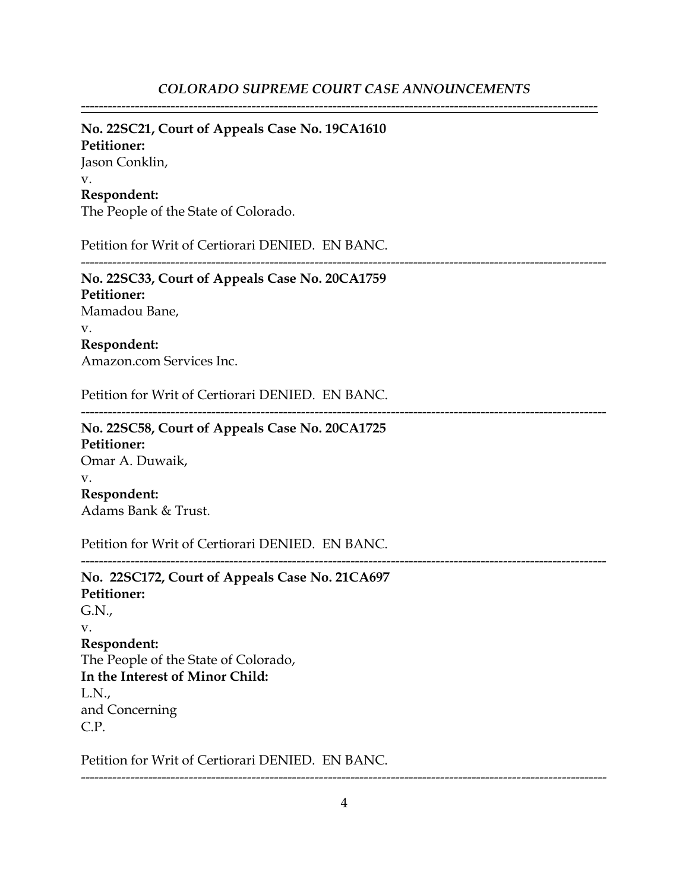**No. 22SC21, Court of Appeals Case No. 19CA1610**
**Petitioner:**
Jason Conklin,
v.
**Respondent:**
The People of the State of Colorado.

Petition for Writ of Certiorari DENIED. EN BANC.

---

**No. 22SC33, Court of Appeals Case No. 20CA1759**
**Petitioner:**
Mamadou Bane,
v.
**Respondent:**
Amazon.com Services Inc.

Petition for Writ of Certiorari DENIED. EN BANC.

---

**No. 22SC58, Court of Appeals Case No. 20CA1725**
**Petitioner:**
Omar A. Duwaik,
v.
**Respondent:**
Adams Bank & Trust.

Petition for Writ of Certiorari DENIED. EN BANC.

---

**No. 22SC172, Court of Appeals Case No. 21CA697**
**Petitioner:**
G.N.,
v.
**Respondent:**
The People of the State of Colorado,
**In the Interest of Minor Child:**
L.N.,
and Concerning
C.P.

Petition for Writ of Certiorari DENIED. EN BANC.

---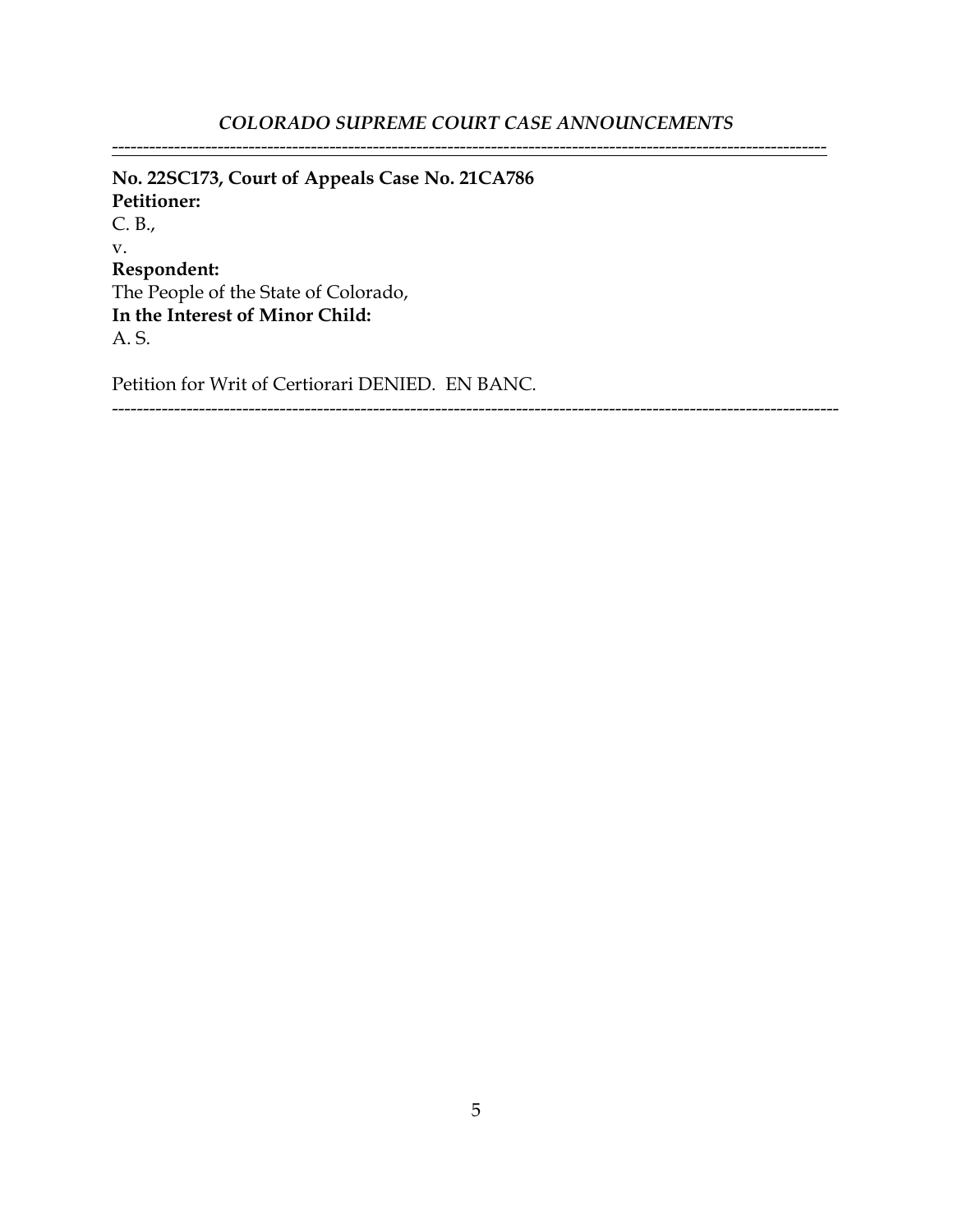*COLORADO SUPREME COURT CASE ANNOUNCEMENTS*

---

**No. 22SC173, Court of Appeals Case No. 21CA786**
**Petitioner:**
C. B.,
v.
**Respondent:**
The People of the State of Colorado,
**In the Interest of Minor Child:**
A. S.

Petition for Writ of Certiorari DENIED. EN BANC.

---